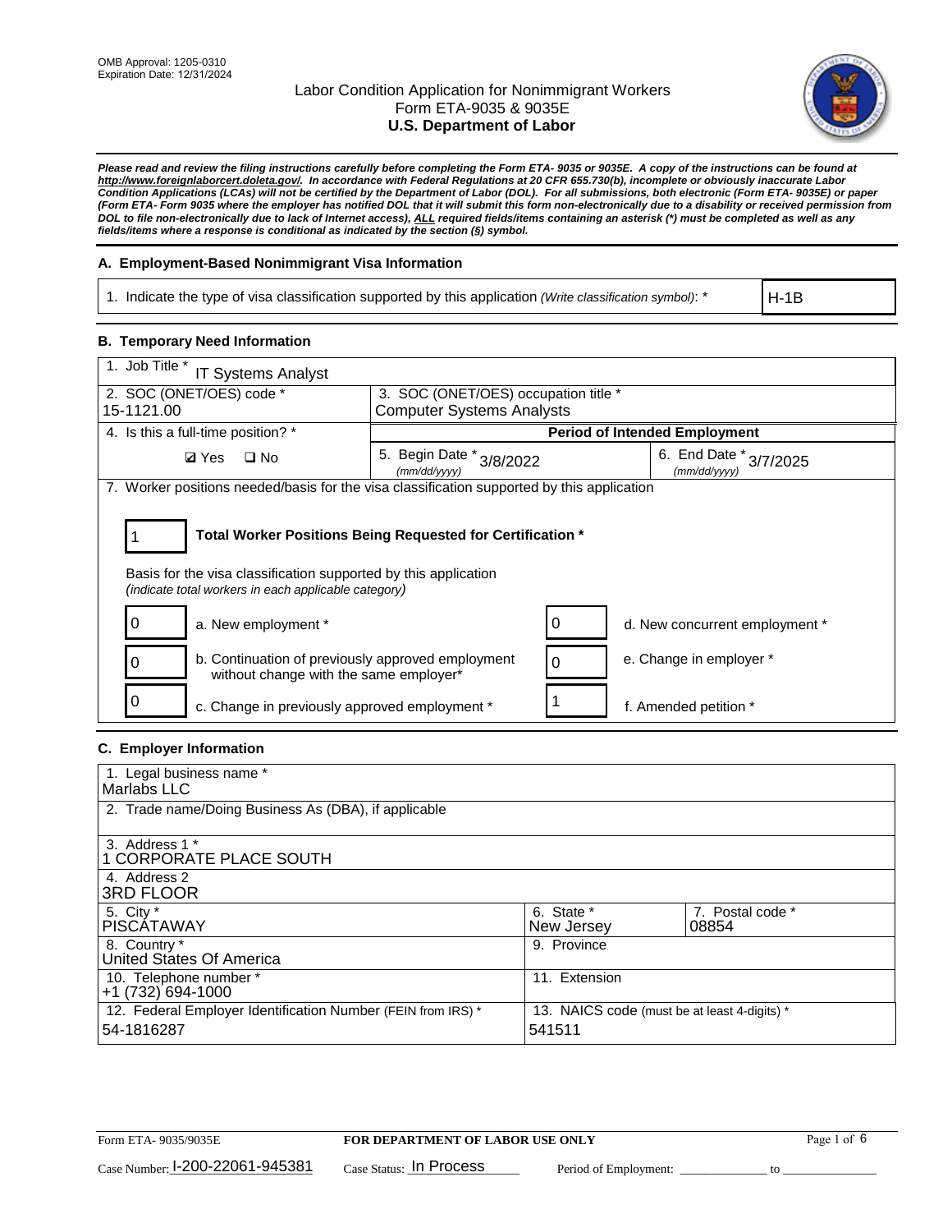OMB Approval: 1205-0310
Expiration Date: 12/31/2024

# Labor Condition Application for Nonimmigrant Workers
## Form ETA-9035 & 9035E
## U.S. Department of Labor

***Please read and review the filing instructions carefully before completing the Form ETA- 9035 or 9035E. A copy of the instructions can be found at http://www.foreignlaborcert.doleta.gov/. In accordance with Federal Regulations at 20 CFR 655.730(b), incomplete or obviously inaccurate Labor Condition Applications (LCAs) will not be certified by the Department of Labor (DOL). For all submissions, both electronic (Form ETA- 9035E) or paper (Form ETA- Form 9035 where the employer has notified DOL that it will submit this form non-electronically due to a disability or received permission from DOL to file non-electronically due to lack of Internet access), ALL required fields/items containing an asterisk (*) must be completed as well as any fields/items where a response is conditional as indicated by the section (§) symbol.***

### A. Employment-Based Nonimmigrant Visa Information

| 1. Indicate the type of visa classification supported by this application *(Write classification symbol)*: * | H-1B |
|---|---|

### B. Temporary Need Information

| 1. Job Title * IT Systems Analyst | | |
|---|---|---|
| 2. SOC (ONET/OES) code * 15-1121.00 | 3. SOC (ONET/OES) occupation title * Computer Systems Analysts | |
| 4. Is this a full-time position? * | **Period of Intended Employment** | |
| ☑ Yes ☐ No | 5. Begin Date * *(mm/dd/yyyy)* 3/8/2022 | 6. End Date * *(mm/dd/yyyy)* 3/7/2025 |

7. Worker positions needed/basis for the visa classification supported by this application

**Total Worker Positions Being Requested for Certification *:** 1

Basis for the visa classification supported by this application
*(indicate total workers in each applicable category)*

| Count | Category | Count | Category |
|---|---|---|---|
| 0 | a. New employment * | 0 | d. New concurrent employment * |
| 0 | b. Continuation of previously approved employment without change with the same employer* | 0 | e. Change in employer * |
| 0 | c. Change in previously approved employment * | 1 | f. Amended petition * |

### C. Employer Information

| 1. Legal business name * Marlabs LLC | | |
|---|---|---|
| 2. Trade name/Doing Business As (DBA), if applicable | | |
| 3. Address 1 * 1 CORPORATE PLACE SOUTH | | |
| 4. Address 2 3RD FLOOR | | |
| 5. City * PISCATAWAY | 6. State * New Jersey | 7. Postal code * 08854 |
| 8. Country * United States Of America | 9. Province | |
| 10. Telephone number * +1 (732) 694-1000 | 11. Extension | |
| 12. Federal Employer Identification Number (FEIN from IRS) * 54-1816287 | 13. NAICS code (must be at least 4-digits) * 541511 | |

Form ETA- 9035/9035E — **FOR DEPARTMENT OF LABOR USE ONLY**

Case Number: I-200-22061-945381 Case Status: In Process Period of Employment: ______________ to ______________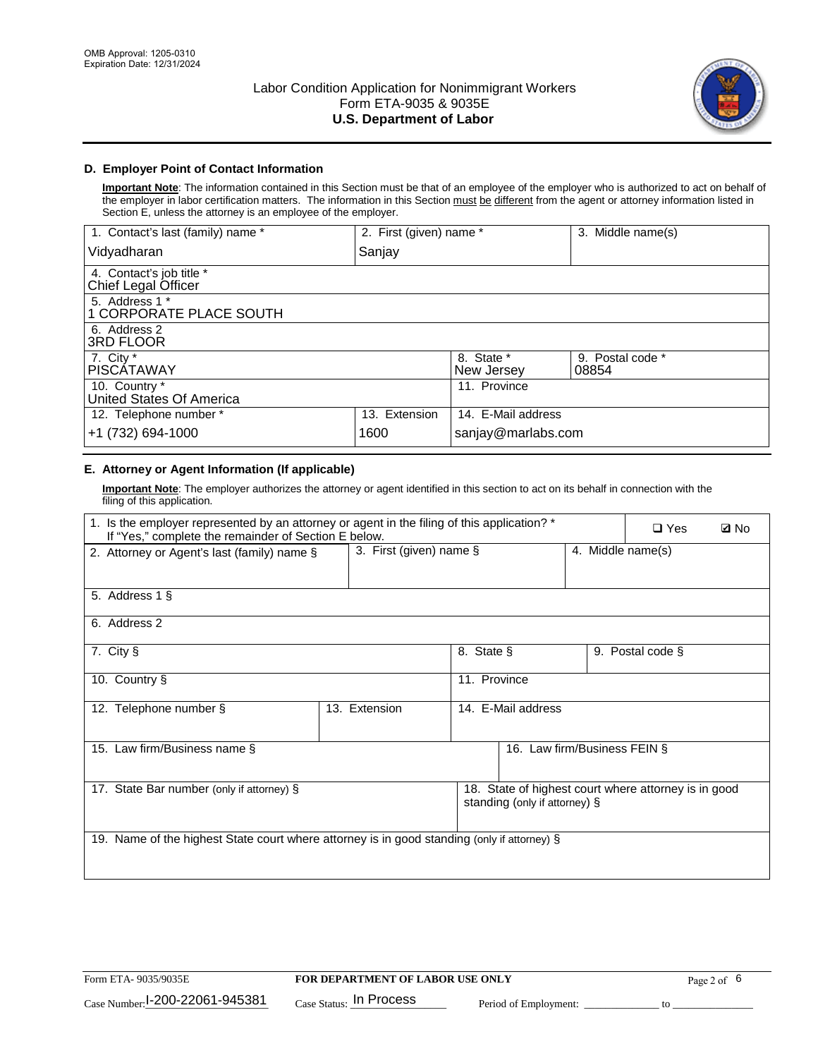OMB Approval: 1205-0310
Expiration Date: 12/31/2024

# Labor Condition Application for Nonimmigrant Workers
## Form ETA-9035 & 9035E
## U.S. Department of Labor

### D. Employer Point of Contact Information

**Important Note**: The information contained in this Section must be that of an employee of the employer who is authorized to act on behalf of the employer in labor certification matters. The information in this Section must be different from the agent or attorney information listed in Section E, unless the attorney is an employee of the employer.

| 1. Contact's last (family) name * | 2. First (given) name * | 3. Middle name(s) |
|---|---|---|
| Vidyadharan | Sanjay | |

| 4. Contact's job title * |
|---|
| Chief Legal Officer |

| 5. Address 1 * |
|---|
| 1 CORPORATE PLACE SOUTH |

| 6. Address 2 |
|---|
| 3RD FLOOR |

| 7. City * | 8. State * | 9. Postal code * |
|---|---|---|
| PISCATAWAY | New Jersey | 08854 |

| 10. Country * | 11. Province |
|---|---|
| United States Of America | |

| 12. Telephone number * | 13. Extension | 14. E-Mail address |
|---|---|---|
| +1 (732) 694-1000 | 1600 | sanjay@marlabs.com |

### E. Attorney or Agent Information (If applicable)

**Important Note**: The employer authorizes the attorney or agent identified in this section to act on its behalf in connection with the filing of this application.

| 1. Is the employer represented by an attorney or agent in the filing of this application? * If "Yes," complete the remainder of Section E below. | ☐ Yes | ☑ No |
|---|---|---|

| 2. Attorney or Agent's last (family) name § | 3. First (given) name § | 4. Middle name(s) |
|---|---|---|
| | | |

| 5. Address 1 § |
|---|
| |

| 6. Address 2 |
|---|
| |

| 7. City § | 8. State § | 9. Postal code § |
|---|---|---|
| | | |

| 10. Country § | 11. Province |
|---|---|
| | |

| 12. Telephone number § | 13. Extension | 14. E-Mail address |
|---|---|---|
| | | |

| 15. Law firm/Business name § | 16. Law firm/Business FEIN § |
|---|---|
| | |

| 17. State Bar number (only if attorney) § | 18. State of highest court where attorney is in good standing (only if attorney) § |
|---|---|
| | |

| 19. Name of the highest State court where attorney is in good standing (only if attorney) § |
|---|
| |

Form ETA- 9035/9035E | FOR DEPARTMENT OF LABOR USE ONLY

Case Number: I-200-22061-945381 Case Status: In Process Period of Employment: _____________ to _____________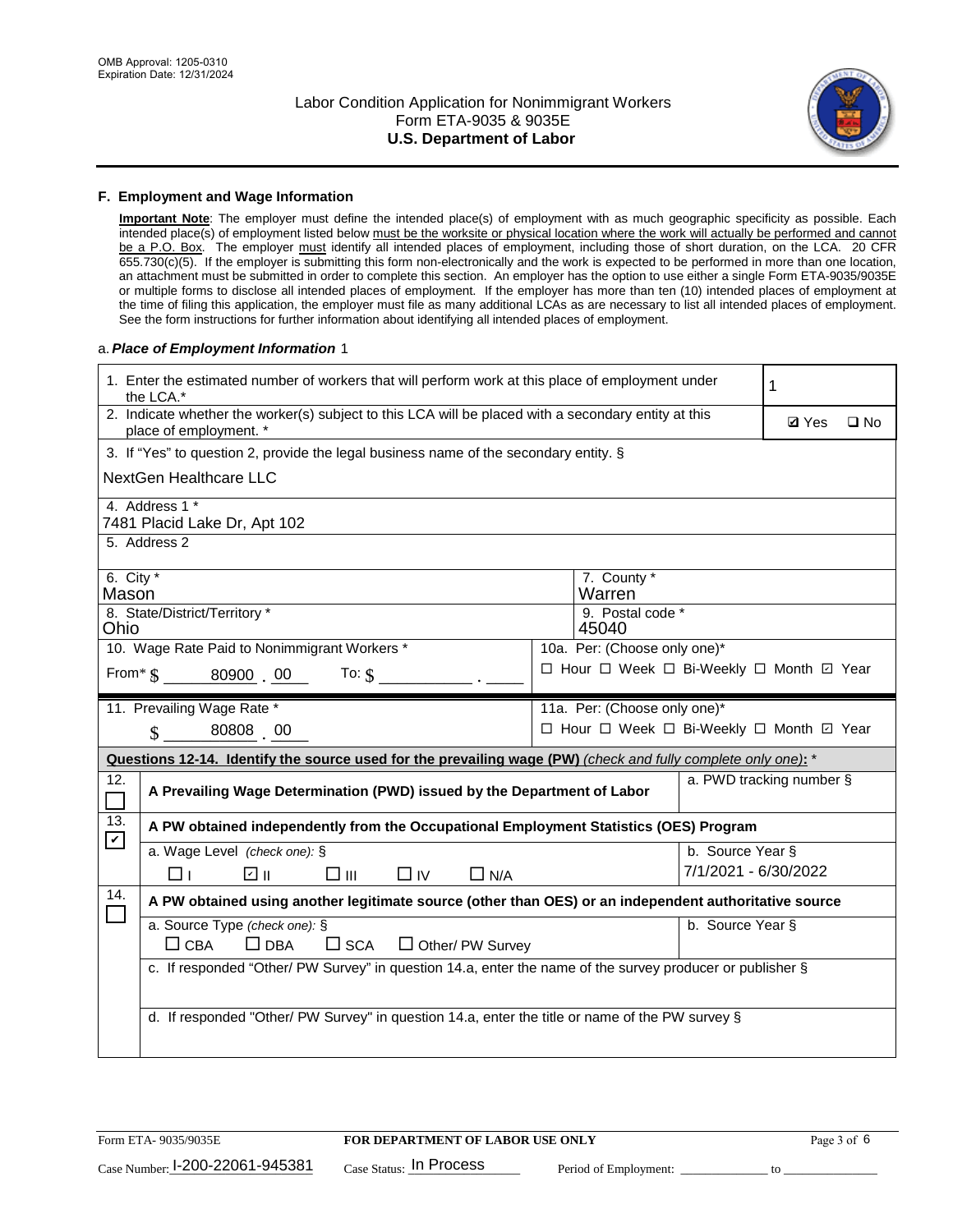### F. Employment and Wage Information

**Important Note**: The employer must define the intended place(s) of employment with as much geographic specificity as possible. Each intended place(s) of employment listed below must be the worksite or physical location where the work will actually be performed and cannot be a P.O. Box. The employer must identify all intended places of employment, including those of short duration, on the LCA. 20 CFR 655.730(c)(5). If the employer is submitting this form non-electronically and the work is expected to be performed in more than one location, an attachment must be submitted in order to complete this section. An employer has the option to use either a single Form ETA-9035/9035E or multiple forms to disclose all intended places of employment. If the employer has more than ten (10) intended places of employment at the time of filing this application, the employer must file as many additional LCAs as are necessary to list all intended places of employment. See the form instructions for further information about identifying all intended places of employment.

a. ***Place of Employment Information*** 1

1. Enter the estimated number of workers that will perform work at this place of employment under the LCA.* **1**

2. Indicate whether the worker(s) subject to this LCA will be placed with a secondary entity at this place of employment. * ☑ Yes ☐ No

3. If "Yes" to question 2, provide the legal business name of the secondary entity. §
NextGen Healthcare LLC

4. Address 1 *
7481 Placid Lake Dr, Apt 102

5. Address 2

6. City *
Mason

7. County *
Warren

8. State/District/Territory *
Ohio

9. Postal code *
45040

10. Wage Rate Paid to Nonimmigrant Workers *
From* $ 80900 . 00 To: $ ______ . ____

10a. Per: (Choose only one)*
☐ Hour ☐ Week ☐ Bi-Weekly ☐ Month ☑ Year

11. Prevailing Wage Rate *
$ 80808 . 00

11a. Per: (Choose only one)*
☐ Hour ☐ Week ☐ Bi-Weekly ☐ Month ☑ Year

**Questions 12-14. Identify the source used for the prevailing wage (PW)** *(check and fully complete only one)*: *

12. ☐ **A Prevailing Wage Determination (PWD) issued by the Department of Labor**
a. PWD tracking number §

13. ☑ **A PW obtained independently from the Occupational Employment Statistics (OES) Program**
a. Wage Level *(check one)*: § ☐ I ☑ II ☐ III ☐ IV ☐ N/A
b. Source Year § 7/1/2021 - 6/30/2022

14. ☐ **A PW obtained using another legitimate source (other than OES) or an independent authoritative source**
a. Source Type *(check one)*: § ☐ CBA ☐ DBA ☐ SCA ☐ Other/ PW Survey
b. Source Year §
c. If responded "Other/ PW Survey" in question 14.a, enter the name of the survey producer or publisher §
d. If responded "Other/ PW Survey" in question 14.a, enter the title or name of the PW survey §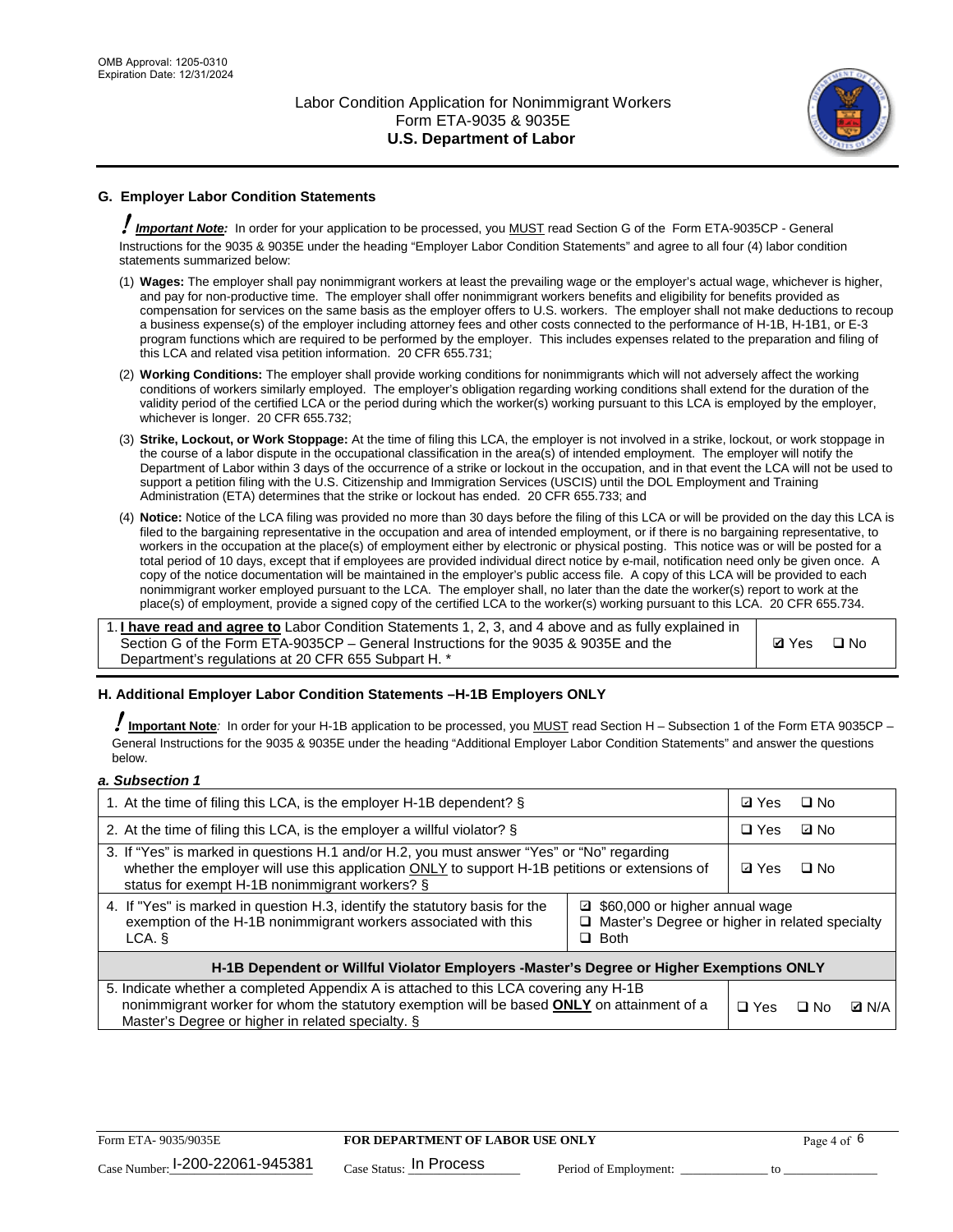## G. Employer Labor Condition Statements

! ***Important Note:*** In order for your application to be processed, you MUST read Section G of the Form ETA-9035CP - General Instructions for the 9035 & 9035E under the heading "Employer Labor Condition Statements" and agree to all four (4) labor condition statements summarized below:

(1) **Wages:** The employer shall pay nonimmigrant workers at least the prevailing wage or the employer's actual wage, whichever is higher, and pay for non-productive time. The employer shall offer nonimmigrant workers benefits and eligibility for benefits provided as compensation for services on the same basis as the employer offers to U.S. workers. The employer shall not make deductions to recoup a business expense(s) of the employer including attorney fees and other costs connected to the performance of H-1B, H-1B1, or E-3 program functions which are required to be performed by the employer. This includes expenses related to the preparation and filing of this LCA and related visa petition information. 20 CFR 655.731;

(2) **Working Conditions:** The employer shall provide working conditions for nonimmigrants which will not adversely affect the working conditions of workers similarly employed. The employer's obligation regarding working conditions shall extend for the duration of the validity period of the certified LCA or the period during which the worker(s) working pursuant to this LCA is employed by the employer, whichever is longer. 20 CFR 655.732;

(3) **Strike, Lockout, or Work Stoppage:** At the time of filing this LCA, the employer is not involved in a strike, lockout, or work stoppage in the course of a labor dispute in the occupational classification in the area(s) of intended employment. The employer will notify the Department of Labor within 3 days of the occurrence of a strike or lockout in the occupation, and in that event the LCA will not be used to support a petition filing with the U.S. Citizenship and Immigration Services (USCIS) until the DOL Employment and Training Administration (ETA) determines that the strike or lockout has ended. 20 CFR 655.733; and

(4) **Notice:** Notice of the LCA filing was provided no more than 30 days before the filing of this LCA or will be provided on the day this LCA is filed to the bargaining representative in the occupation and area of intended employment, or if there is no bargaining representative, to workers in the occupation at the place(s) of employment either by electronic or physical posting. This notice was or will be posted for a total period of 10 days, except that if employees are provided individual direct notice by e-mail, notification need only be given once. A copy of the notice documentation will be maintained in the employer's public access file. A copy of this LCA will be provided to each nonimmigrant worker employed pursuant to the LCA. The employer shall, no later than the date the worker(s) report to work at the place(s) of employment, provide a signed copy of the certified LCA to the worker(s) working pursuant to this LCA. 20 CFR 655.734.

| | |
|---|---|
| 1. **I have read and agree to** Labor Condition Statements 1, 2, 3, and 4 above and as fully explained in Section G of the Form ETA-9035CP – General Instructions for the 9035 & 9035E and the Department's regulations at 20 CFR 655 Subpart H. * | ☑ Yes ☐ No |

## H. Additional Employer Labor Condition Statements –H-1B Employers ONLY

! **Important Note**: In order for your H-1B application to be processed, you MUST read Section H – Subsection 1 of the Form ETA 9035CP – General Instructions for the 9035 & 9035E under the heading "Additional Employer Labor Condition Statements" and answer the questions below.

***a. Subsection 1***

| | |
|---|---|
| 1. At the time of filing this LCA, is the employer H-1B dependent? § | ☑ Yes ☐ No |
| 2. At the time of filing this LCA, is the employer a willful violator? § | ☐ Yes ☑ No |
| 3. If "Yes" is marked in questions H.1 and/or H.2, you must answer "Yes" or "No" regarding whether the employer will use this application ONLY to support H-1B petitions or extensions of status for exempt H-1B nonimmigrant workers? § | ☑ Yes ☐ No |
| 4. If "Yes" is marked in question H.3, identify the statutory basis for the exemption of the H-1B nonimmigrant workers associated with this LCA. § | ☑ $60,000 or higher annual wage<br>☐ Master's Degree or higher in related specialty<br>☐ Both |
| **H-1B Dependent or Willful Violator Employers -Master's Degree or Higher Exemptions ONLY** | |
| 5. Indicate whether a completed Appendix A is attached to this LCA covering any H-1B nonimmigrant worker for whom the statutory exemption will be based **ONLY** on attainment of a Master's Degree or higher in related specialty. § | ☐ Yes ☐ No ☑ N/A |

Form ETA- 9035/9035E | **FOR DEPARTMENT OF LABOR USE ONLY**

Case Number: I-200-22061-945381 Case Status: In Process Period of Employment: _____________ to _____________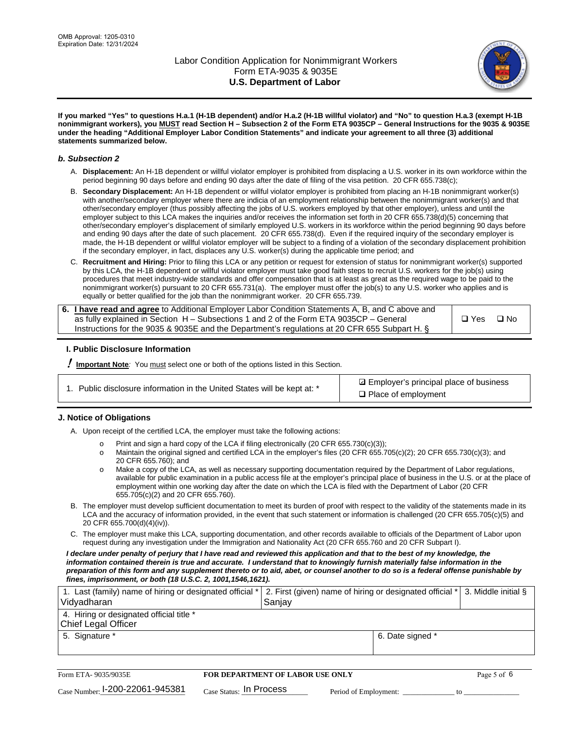**If you marked "Yes" to questions H.a.1 (H-1B dependent) and/or H.a.2 (H-1B willful violator) and "No" to question H.a.3 (exempt H-1B nonimmigrant workers), you MUST read Section H – Subsection 2 of the Form ETA 9035CP – General Instructions for the 9035 & 9035E under the heading "Additional Employer Labor Condition Statements" and indicate your agreement to all three (3) additional statements summarized below.**

### *b. Subsection 2*

A. **Displacement:** An H-1B dependent or willful violator employer is prohibited from displacing a U.S. worker in its own workforce within the period beginning 90 days before and ending 90 days after the date of filing of the visa petition. 20 CFR 655.738(c);

B. **Secondary Displacement:** An H-1B dependent or willful violator employer is prohibited from placing an H-1B nonimmigrant worker(s) with another/secondary employer where there are indicia of an employment relationship between the nonimmigrant worker(s) and that other/secondary employer (thus possibly affecting the jobs of U.S. workers employed by that other employer), unless and until the employer subject to this LCA makes the inquiries and/or receives the information set forth in 20 CFR 655.738(d)(5) concerning that other/secondary employer's displacement of similarly employed U.S. workers in its workforce within the period beginning 90 days before and ending 90 days after the date of such placement. 20 CFR 655.738(d). Even if the required inquiry of the secondary employer is made, the H-1B dependent or willful violator employer will be subject to a finding of a violation of the secondary displacement prohibition if the secondary employer, in fact, displaces any U.S. worker(s) during the applicable time period; and

C. **Recruitment and Hiring:** Prior to filing this LCA or any petition or request for extension of status for nonimmigrant worker(s) supported by this LCA, the H-1B dependent or willful violator employer must take good faith steps to recruit U.S. workers for the job(s) using procedures that meet industry-wide standards and offer compensation that is at least as great as the required wage to be paid to the nonimmigrant worker(s) pursuant to 20 CFR 655.731(a). The employer must offer the job(s) to any U.S. worker who applies and is equally or better qualified for the job than the nonimmigrant worker. 20 CFR 655.739.

| 6. **I have read and agree** to Additional Employer Labor Condition Statements A, B, and C above and as fully explained in Section H – Subsections 1 and 2 of the Form ETA 9035CP – General Instructions for the 9035 & 9035E and the Department's regulations at 20 CFR 655 Subpart H. § | ❑ Yes ❑ No |
|---|---|

## I. Public Disclosure Information

**!** **Important Note***:* You must select one or both of the options listed in this Section.

| 1. Public disclosure information in the United States will be kept at: * | ☑ Employer's principal place of business<br>❑ Place of employment |
|---|---|

## J. Notice of Obligations

A. Upon receipt of the certified LCA, the employer must take the following actions:

- o Print and sign a hard copy of the LCA if filing electronically (20 CFR 655.730(c)(3));
- o Maintain the original signed and certified LCA in the employer's files (20 CFR 655.705(c)(2); 20 CFR 655.730(c)(3); and 20 CFR 655.760); and
- o Make a copy of the LCA, as well as necessary supporting documentation required by the Department of Labor regulations, available for public examination in a public access file at the employer's principal place of business in the U.S. or at the place of employment within one working day after the date on which the LCA is filed with the Department of Labor (20 CFR 655.705(c)(2) and 20 CFR 655.760).

B. The employer must develop sufficient documentation to meet its burden of proof with respect to the validity of the statements made in its LCA and the accuracy of information provided, in the event that such statement or information is challenged (20 CFR 655.705(c)(5) and 20 CFR 655.700(d)(4)(iv)).

C. The employer must make this LCA, supporting documentation, and other records available to officials of the Department of Labor upon request during any investigation under the Immigration and Nationality Act (20 CFR 655.760 and 20 CFR Subpart I).

***I declare under penalty of perjury that I have read and reviewed this application and that to the best of my knowledge, the information contained therein is true and accurate. I understand that to knowingly furnish materially false information in the preparation of this form and any supplement thereto or to aid, abet, or counsel another to do so is a federal offense punishable by fines, imprisonment, or both (18 U.S.C. 2, 1001,1546,1621).***

| 1. Last (family) name of hiring or designated official * | 2. First (given) name of hiring or designated official * | 3. Middle initial § |
|---|---|---|
| Vidyadharan | Sanjay | |
| 4. Hiring or designated official title * | | |
| Chief Legal Officer | | |
| 5. Signature * | 6. Date signed * | |
| | | |

| Form ETA- 9035/9035E | FOR DEPARTMENT OF LABOR USE ONLY | |
|---|---|---|
| Case Number: I-200-22061-945381 | Case Status: In Process | Period of Employment: _____________ to _____________ |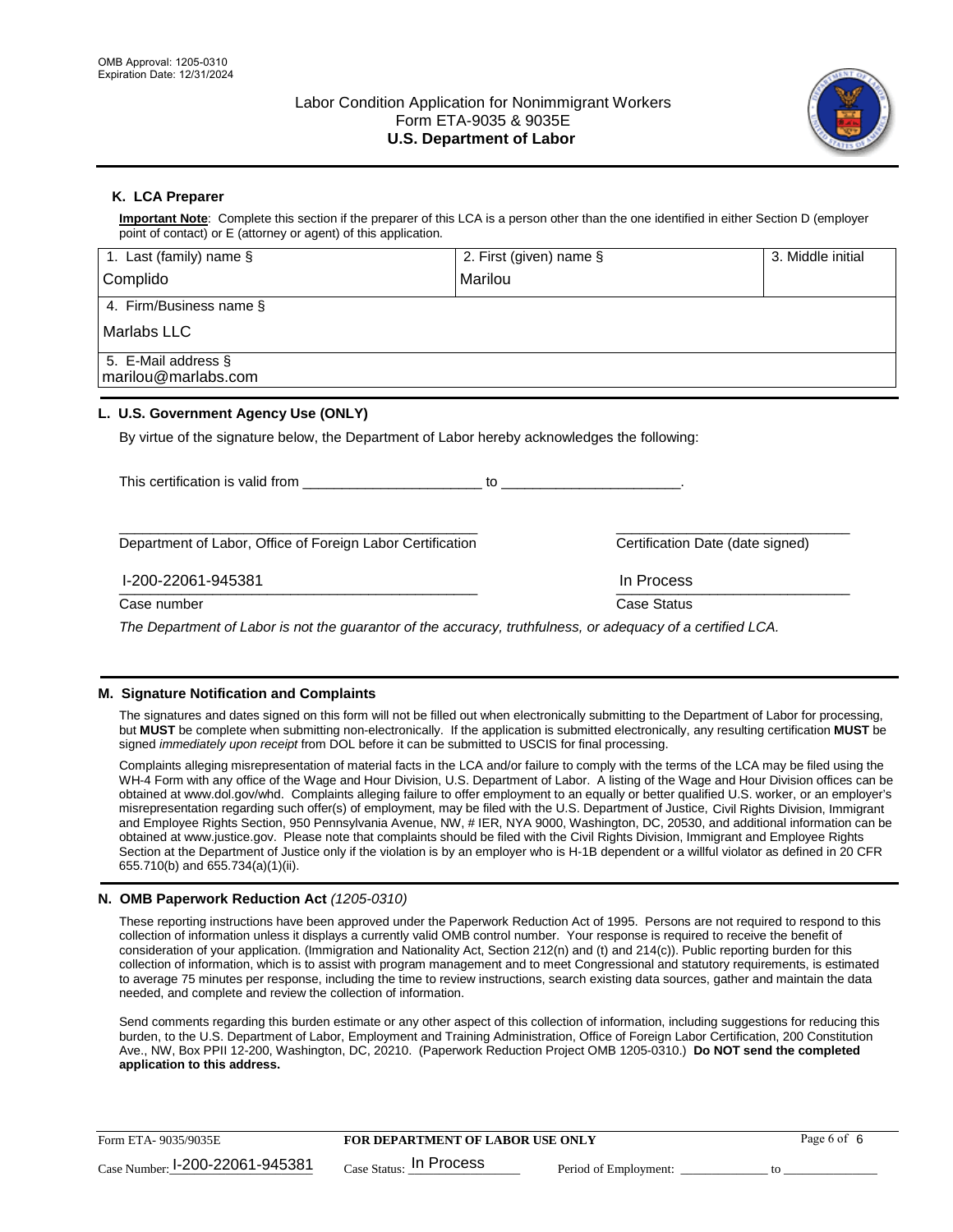OMB Approval: 1205-0310
Expiration Date: 12/31/2024

Labor Condition Application for Nonimmigrant Workers
Form ETA-9035 & 9035E
**U.S. Department of Labor**

## K. LCA Preparer

**Important Note**: Complete this section if the preparer of this LCA is a person other than the one identified in either Section D (employer point of contact) or E (attorney or agent) of this application.

| 1. Last (family) name § | 2. First (given) name § | 3. Middle initial |
|---|---|---|
| Complido | Marilou | |
| 4. Firm/Business name § | | |
| Marlabs LLC | | |
| 5. E-Mail address § | | |
| marilou@marlabs.com | | |

## L. U.S. Government Agency Use (ONLY)

By virtue of the signature below, the Department of Labor hereby acknowledges the following:

This certification is valid from ______________________ to ______________________.

_______________________________________________ Department of Labor, Office of Foreign Labor Certification

______________________________ Certification Date (date signed)

I-200-22061-945381
Case number

In Process
Case Status

*The Department of Labor is not the guarantor of the accuracy, truthfulness, or adequacy of a certified LCA.*

## M. Signature Notification and Complaints

The signatures and dates signed on this form will not be filled out when electronically submitting to the Department of Labor for processing, but **MUST** be complete when submitting non-electronically. If the application is submitted electronically, any resulting certification **MUST** be signed *immediately upon receipt* from DOL before it can be submitted to USCIS for final processing.

Complaints alleging misrepresentation of material facts in the LCA and/or failure to comply with the terms of the LCA may be filed using the WH-4 Form with any office of the Wage and Hour Division, U.S. Department of Labor. A listing of the Wage and Hour Division offices can be obtained at www.dol.gov/whd. Complaints alleging failure to offer employment to an equally or better qualified U.S. worker, or an employer's misrepresentation regarding such offer(s) of employment, may be filed with the U.S. Department of Justice, Civil Rights Division, Immigrant and Employee Rights Section, 950 Pennsylvania Avenue, NW, # IER, NYA 9000, Washington, DC, 20530, and additional information can be obtained at www.justice.gov. Please note that complaints should be filed with the Civil Rights Division, Immigrant and Employee Rights Section at the Department of Justice only if the violation is by an employer who is H-1B dependent or a willful violator as defined in 20 CFR 655.710(b) and 655.734(a)(1)(ii).

## N. OMB Paperwork Reduction Act *(1205-0310)*

These reporting instructions have been approved under the Paperwork Reduction Act of 1995. Persons are not required to respond to this collection of information unless it displays a currently valid OMB control number. Your response is required to receive the benefit of consideration of your application. (Immigration and Nationality Act, Section 212(n) and (t) and 214(c)). Public reporting burden for this collection of information, which is to assist with program management and to meet Congressional and statutory requirements, is estimated to average 75 minutes per response, including the time to review instructions, search existing data sources, gather and maintain the data needed, and complete and review the collection of information.

Send comments regarding this burden estimate or any other aspect of this collection of information, including suggestions for reducing this burden, to the U.S. Department of Labor, Employment and Training Administration, Office of Foreign Labor Certification, 200 Constitution Ave., NW, Box PPII 12-200, Washington, DC, 20210. (Paperwork Reduction Project OMB 1205-0310.) **Do NOT send the completed application to this address.**

Form ETA- 9035/9035E | **FOR DEPARTMENT OF LABOR USE ONLY**

Case Number: I-200-22061-945381 | Case Status: In Process | Period of Employment: ______________ to ______________